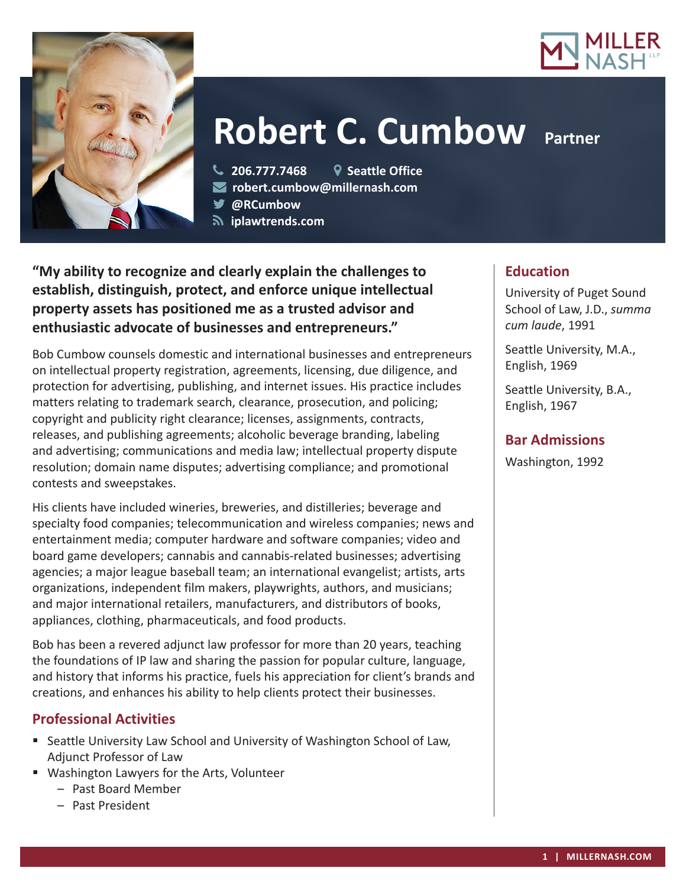# Robert C. Cumbow Partner

206.777.7468 Seattle Office
robert.cumbow@millernash.com
@RCumbow
iplawtrends.com

**"My ability to recognize and clearly explain the challenges to establish, distinguish, protect, and enforce unique intellectual property assets has positioned me as a trusted advisor and enthusiastic advocate of businesses and entrepreneurs."**

Bob Cumbow counsels domestic and international businesses and entrepreneurs on intellectual property registration, agreements, licensing, due diligence, and protection for advertising, publishing, and internet issues. His practice includes matters relating to trademark search, clearance, prosecution, and policing; copyright and publicity right clearance; licenses, assignments, contracts, releases, and publishing agreements; alcoholic beverage branding, labeling and advertising; communications and media law; intellectual property dispute resolution; domain name disputes; advertising compliance; and promotional contests and sweepstakes.

His clients have included wineries, breweries, and distilleries; beverage and specialty food companies; telecommunication and wireless companies; news and entertainment media; computer hardware and software companies; video and board game developers; cannabis and cannabis-related businesses; advertising agencies; a major league baseball team; an international evangelist; artists, arts organizations, independent film makers, playwrights, authors, and musicians; and major international retailers, manufacturers, and distributors of books, appliances, clothing, pharmaceuticals, and food products.

Bob has been a revered adjunct law professor for more than 20 years, teaching the foundations of IP law and sharing the passion for popular culture, language, and history that informs his practice, fuels his appreciation for client's brands and creations, and enhances his ability to help clients protect their businesses.

## Professional Activities

- Seattle University Law School and University of Washington School of Law, Adjunct Professor of Law
- Washington Lawyers for the Arts, Volunteer
  - Past Board Member
  - Past President

## Education

University of Puget Sound School of Law, J.D., *summa cum laude*, 1991

Seattle University, M.A., English, 1969

Seattle University, B.A., English, 1967

## Bar Admissions

Washington, 1992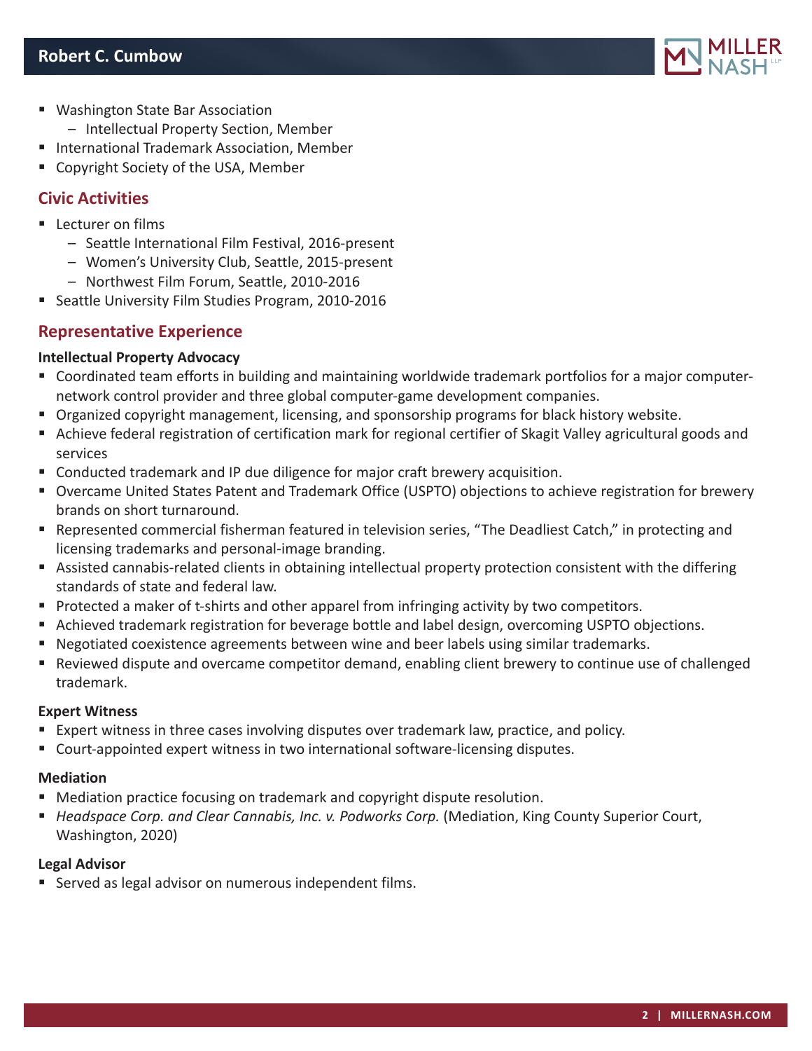- Washington State Bar Association
  - Intellectual Property Section, Member
- International Trademark Association, Member
- Copyright Society of the USA, Member

## Civic Activities

- Lecturer on films
  - Seattle International Film Festival, 2016-present
  - Women's University Club, Seattle, 2015-present
  - Northwest Film Forum, Seattle, 2010-2016
- Seattle University Film Studies Program, 2010-2016

## Representative Experience

**Intellectual Property Advocacy**

- Coordinated team efforts in building and maintaining worldwide trademark portfolios for a major computer-network control provider and three global computer-game development companies.
- Organized copyright management, licensing, and sponsorship programs for black history website.
- Achieve federal registration of certification mark for regional certifier of Skagit Valley agricultural goods and services
- Conducted trademark and IP due diligence for major craft brewery acquisition.
- Overcame United States Patent and Trademark Office (USPTO) objections to achieve registration for brewery brands on short turnaround.
- Represented commercial fisherman featured in television series, "The Deadliest Catch," in protecting and licensing trademarks and personal-image branding.
- Assisted cannabis-related clients in obtaining intellectual property protection consistent with the differing standards of state and federal law.
- Protected a maker of t-shirts and other apparel from infringing activity by two competitors.
- Achieved trademark registration for beverage bottle and label design, overcoming USPTO objections.
- Negotiated coexistence agreements between wine and beer labels using similar trademarks.
- Reviewed dispute and overcame competitor demand, enabling client brewery to continue use of challenged trademark.

**Expert Witness**

- Expert witness in three cases involving disputes over trademark law, practice, and policy.
- Court-appointed expert witness in two international software-licensing disputes.

**Mediation**

- Mediation practice focusing on trademark and copyright dispute resolution.
- *Headspace Corp. and Clear Cannabis, Inc. v. Podworks Corp.* (Mediation, King County Superior Court, Washington, 2020)

**Legal Advisor**

- Served as legal advisor on numerous independent films.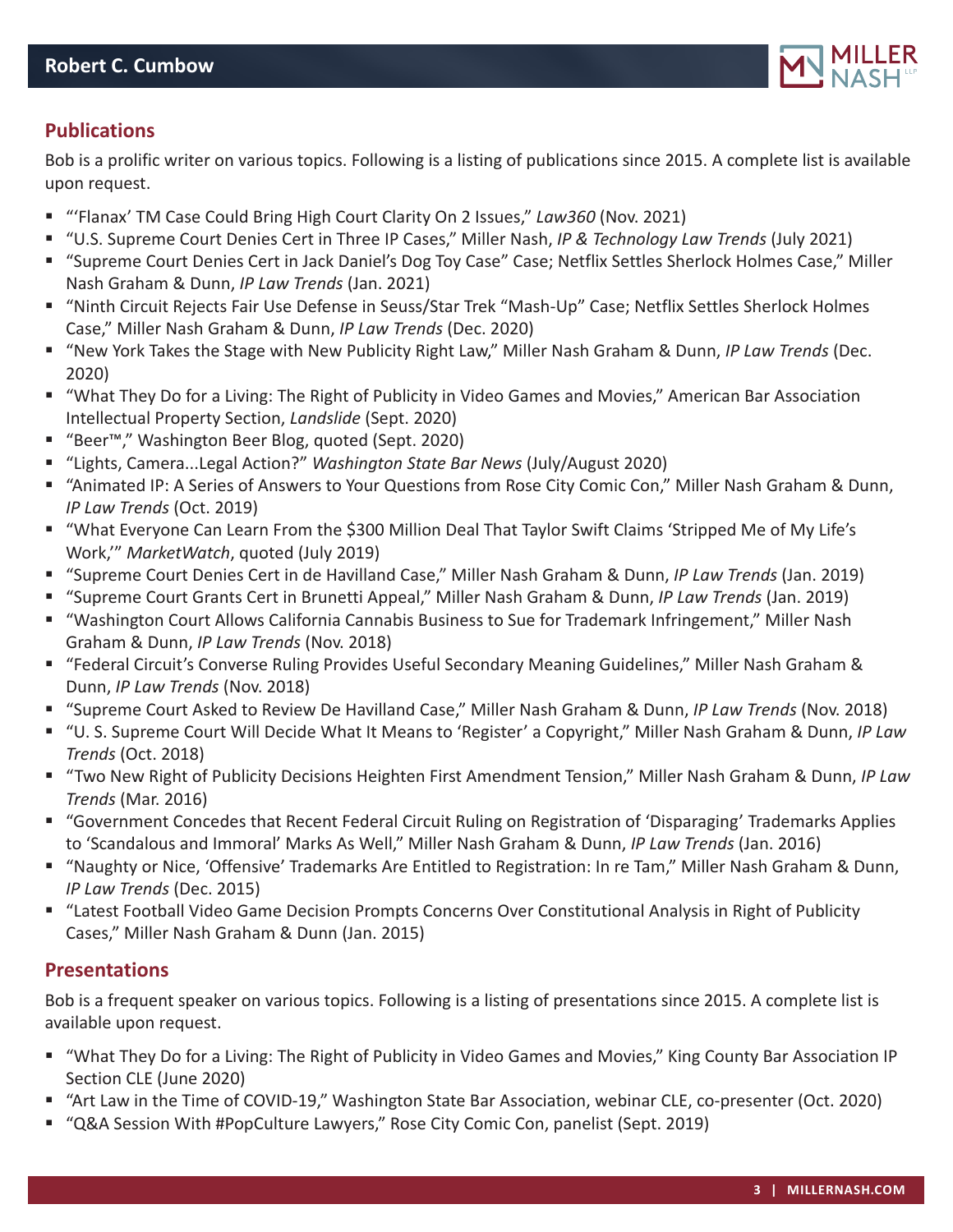## Publications

Bob is a prolific writer on various topics. Following is a listing of publications since 2015. A complete list is available upon request.

- "'Flanax' TM Case Could Bring High Court Clarity On 2 Issues," *Law360* (Nov. 2021)
- "U.S. Supreme Court Denies Cert in Three IP Cases," Miller Nash, *IP & Technology Law Trends* (July 2021)
- "Supreme Court Denies Cert in Jack Daniel's Dog Toy Case" Case; Netflix Settles Sherlock Holmes Case," Miller Nash Graham & Dunn, *IP Law Trends* (Jan. 2021)
- "Ninth Circuit Rejects Fair Use Defense in Seuss/Star Trek "Mash-Up" Case; Netflix Settles Sherlock Holmes Case," Miller Nash Graham & Dunn, *IP Law Trends* (Dec. 2020)
- "New York Takes the Stage with New Publicity Right Law," Miller Nash Graham & Dunn, *IP Law Trends* (Dec. 2020)
- "What They Do for a Living: The Right of Publicity in Video Games and Movies," American Bar Association Intellectual Property Section, *Landslide* (Sept. 2020)
- "Beer™," Washington Beer Blog, quoted (Sept. 2020)
- "Lights, Camera...Legal Action?" *Washington State Bar News* (July/August 2020)
- "Animated IP: A Series of Answers to Your Questions from Rose City Comic Con," Miller Nash Graham & Dunn, *IP Law Trends* (Oct. 2019)
- "What Everyone Can Learn From the $300 Million Deal That Taylor Swift Claims 'Stripped Me of My Life's Work,'" *MarketWatch*, quoted (July 2019)
- "Supreme Court Denies Cert in de Havilland Case," Miller Nash Graham & Dunn, *IP Law Trends* (Jan. 2019)
- "Supreme Court Grants Cert in Brunetti Appeal," Miller Nash Graham & Dunn, *IP Law Trends* (Jan. 2019)
- "Washington Court Allows California Cannabis Business to Sue for Trademark Infringement," Miller Nash Graham & Dunn, *IP Law Trends* (Nov. 2018)
- "Federal Circuit's Converse Ruling Provides Useful Secondary Meaning Guidelines," Miller Nash Graham & Dunn, *IP Law Trends* (Nov. 2018)
- "Supreme Court Asked to Review De Havilland Case," Miller Nash Graham & Dunn, *IP Law Trends* (Nov. 2018)
- "U. S. Supreme Court Will Decide What It Means to 'Register' a Copyright," Miller Nash Graham & Dunn, *IP Law Trends* (Oct. 2018)
- "Two New Right of Publicity Decisions Heighten First Amendment Tension," Miller Nash Graham & Dunn, *IP Law Trends* (Mar. 2016)
- "Government Concedes that Recent Federal Circuit Ruling on Registration of 'Disparaging' Trademarks Applies to 'Scandalous and Immoral' Marks As Well," Miller Nash Graham & Dunn, *IP Law Trends* (Jan. 2016)
- "Naughty or Nice, 'Offensive' Trademarks Are Entitled to Registration: In re Tam," Miller Nash Graham & Dunn, *IP Law Trends* (Dec. 2015)
- "Latest Football Video Game Decision Prompts Concerns Over Constitutional Analysis in Right of Publicity Cases," Miller Nash Graham & Dunn (Jan. 2015)

## Presentations

Bob is a frequent speaker on various topics. Following is a listing of presentations since 2015. A complete list is available upon request.

- "What They Do for a Living: The Right of Publicity in Video Games and Movies," King County Bar Association IP Section CLE (June 2020)
- "Art Law in the Time of COVID-19," Washington State Bar Association, webinar CLE, co-presenter (Oct. 2020)
- "Q&A Session With #PopCulture Lawyers," Rose City Comic Con, panelist (Sept. 2019)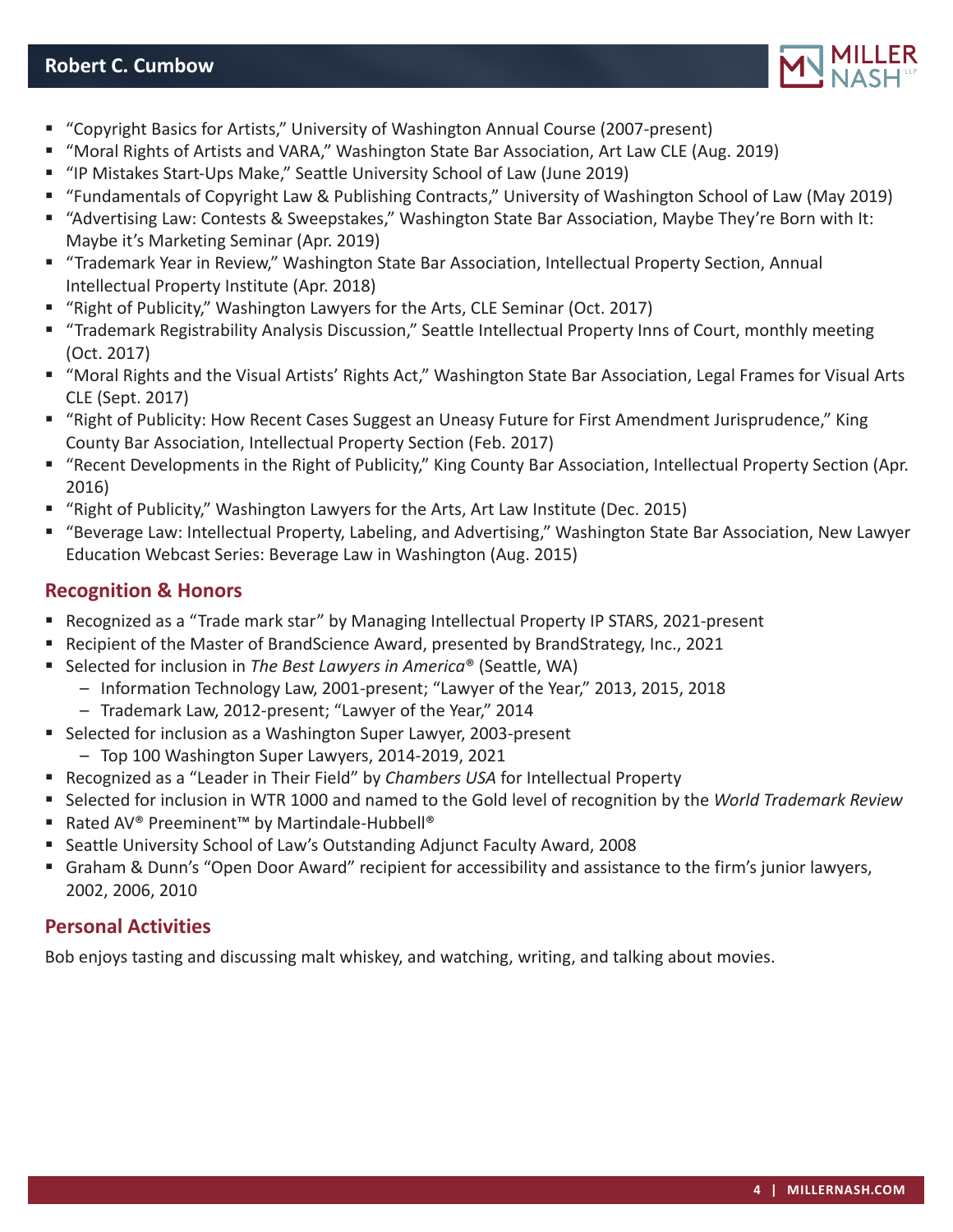- "Copyright Basics for Artists," University of Washington Annual Course (2007-present)
- "Moral Rights of Artists and VARA," Washington State Bar Association, Art Law CLE (Aug. 2019)
- "IP Mistakes Start-Ups Make," Seattle University School of Law (June 2019)
- "Fundamentals of Copyright Law & Publishing Contracts," University of Washington School of Law (May 2019)
- "Advertising Law: Contests & Sweepstakes," Washington State Bar Association, Maybe They're Born with It: Maybe it's Marketing Seminar (Apr. 2019)
- "Trademark Year in Review," Washington State Bar Association, Intellectual Property Section, Annual Intellectual Property Institute (Apr. 2018)
- "Right of Publicity," Washington Lawyers for the Arts, CLE Seminar (Oct. 2017)
- "Trademark Registrability Analysis Discussion," Seattle Intellectual Property Inns of Court, monthly meeting (Oct. 2017)
- "Moral Rights and the Visual Artists' Rights Act," Washington State Bar Association, Legal Frames for Visual Arts CLE (Sept. 2017)
- "Right of Publicity: How Recent Cases Suggest an Uneasy Future for First Amendment Jurisprudence," King County Bar Association, Intellectual Property Section (Feb. 2017)
- "Recent Developments in the Right of Publicity," King County Bar Association, Intellectual Property Section (Apr. 2016)
- "Right of Publicity," Washington Lawyers for the Arts, Art Law Institute (Dec. 2015)
- "Beverage Law: Intellectual Property, Labeling, and Advertising," Washington State Bar Association, New Lawyer Education Webcast Series: Beverage Law in Washington (Aug. 2015)

## Recognition & Honors

- Recognized as a "Trade mark star" by Managing Intellectual Property IP STARS, 2021-present
- Recipient of the Master of BrandScience Award, presented by BrandStrategy, Inc., 2021
- Selected for inclusion in *The Best Lawyers in America*® (Seattle, WA)
  - Information Technology Law, 2001-present; "Lawyer of the Year," 2013, 2015, 2018
  - Trademark Law, 2012-present; "Lawyer of the Year," 2014
- Selected for inclusion as a Washington Super Lawyer, 2003-present
  - Top 100 Washington Super Lawyers, 2014-2019, 2021
- Recognized as a "Leader in Their Field" by *Chambers USA* for Intellectual Property
- Selected for inclusion in WTR 1000 and named to the Gold level of recognition by the *World Trademark Review*
- Rated AV® Preeminent™ by Martindale-Hubbell®
- Seattle University School of Law's Outstanding Adjunct Faculty Award, 2008
- Graham & Dunn's "Open Door Award" recipient for accessibility and assistance to the firm's junior lawyers, 2002, 2006, 2010

## Personal Activities

Bob enjoys tasting and discussing malt whiskey, and watching, writing, and talking about movies.